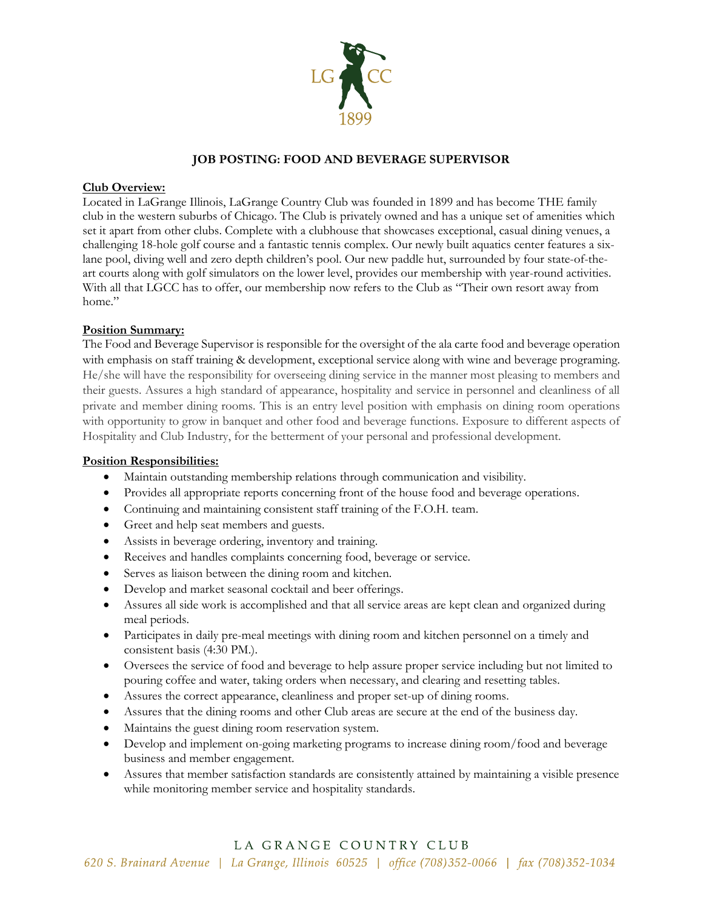LG CC
1899

# JOB POSTING: FOOD AND BEVERAGE SUPERVISOR

**Club Overview:**

Located in LaGrange Illinois, LaGrange Country Club was founded in 1899 and has become THE family club in the western suburbs of Chicago. The Club is privately owned and has a unique set of amenities which set it apart from other clubs. Complete with a clubhouse that showcases exceptional, casual dining venues, a challenging 18-hole golf course and a fantastic tennis complex. Our newly built aquatics center features a six-lane pool, diving well and zero depth children's pool. Our new paddle hut, surrounded by four state-of-the-art courts along with golf simulators on the lower level, provides our membership with year-round activities. With all that LGCC has to offer, our membership now refers to the Club as "Their own resort away from home."

**Position Summary:**

The Food and Beverage Supervisor is responsible for the oversight of the ala carte food and beverage operation with emphasis on staff training & development, exceptional service along with wine and beverage programing. He/she will have the responsibility for overseeing dining service in the manner most pleasing to members and their guests. Assures a high standard of appearance, hospitality and service in personnel and cleanliness of all private and member dining rooms. This is an entry level position with emphasis on dining room operations with opportunity to grow in banquet and other food and beverage functions. Exposure to different aspects of Hospitality and Club Industry, for the betterment of your personal and professional development.

**Position Responsibilities:**

- Maintain outstanding membership relations through communication and visibility.
- Provides all appropriate reports concerning front of the house food and beverage operations.
- Continuing and maintaining consistent staff training of the F.O.H. team.
- Greet and help seat members and guests.
- Assists in beverage ordering, inventory and training.
- Receives and handles complaints concerning food, beverage or service.
- Serves as liaison between the dining room and kitchen.
- Develop and market seasonal cocktail and beer offerings.
- Assures all side work is accomplished and that all service areas are kept clean and organized during meal periods.
- Participates in daily pre-meal meetings with dining room and kitchen personnel on a timely and consistent basis (4:30 PM.).
- Oversees the service of food and beverage to help assure proper service including but not limited to pouring coffee and water, taking orders when necessary, and clearing and resetting tables.
- Assures the correct appearance, cleanliness and proper set-up of dining rooms.
- Assures that the dining rooms and other Club areas are secure at the end of the business day.
- Maintains the guest dining room reservation system.
- Develop and implement on-going marketing programs to increase dining room/food and beverage business and member engagement.
- Assures that member satisfaction standards are consistently attained by maintaining a visible presence while monitoring member service and hospitality standards.

LA GRANGE COUNTRY CLUB

*620 S. Brainard Avenue | La Grange, Illinois 60525 | office (708)352-0066 | fax (708)352-1034*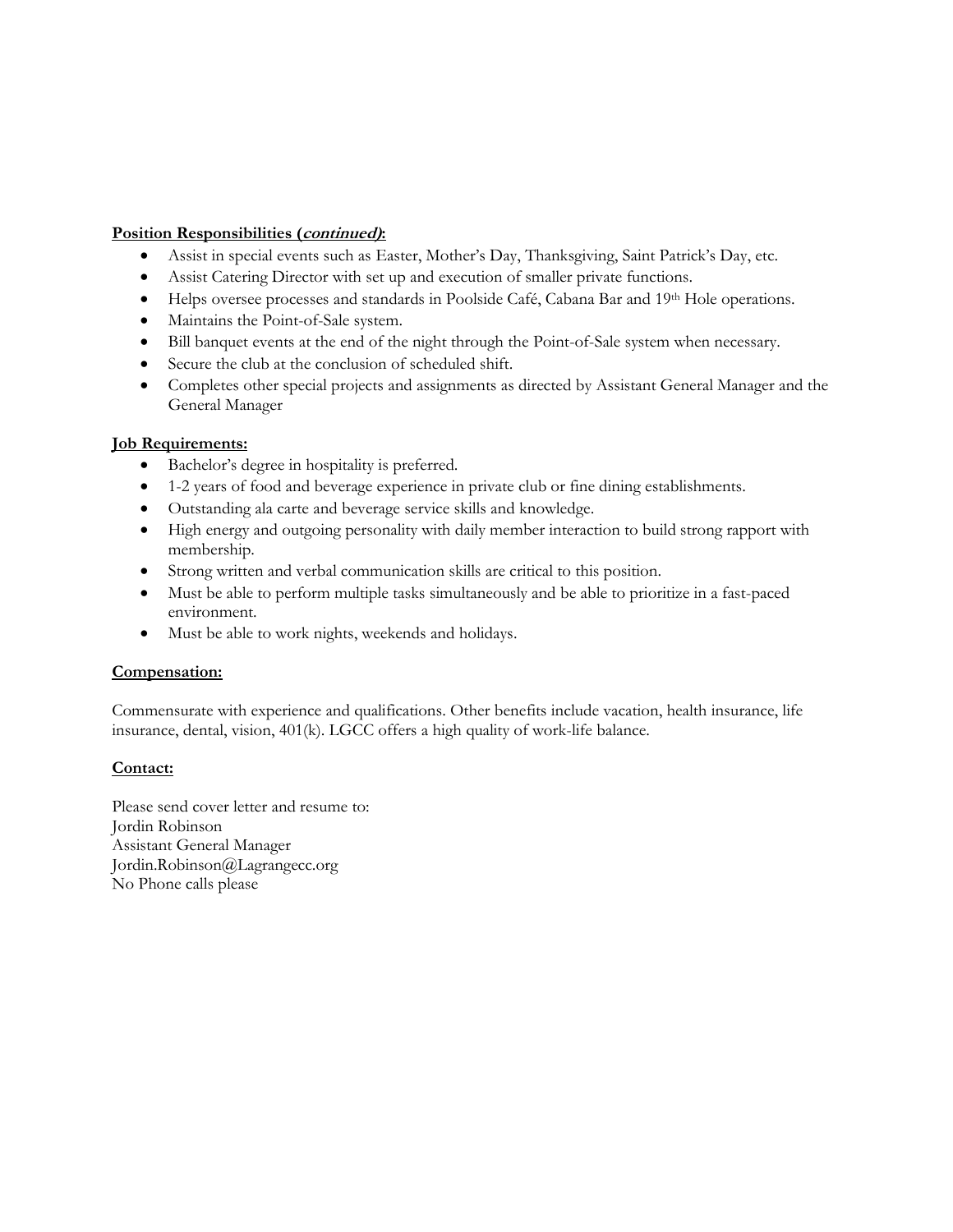**Position Responsibilities (*continued*):**

- Assist in special events such as Easter, Mother's Day, Thanksgiving, Saint Patrick's Day, etc.
- Assist Catering Director with set up and execution of smaller private functions.
- Helps oversee processes and standards in Poolside Café, Cabana Bar and 19th Hole operations.
- Maintains the Point-of-Sale system.
- Bill banquet events at the end of the night through the Point-of-Sale system when necessary.
- Secure the club at the conclusion of scheduled shift.
- Completes other special projects and assignments as directed by Assistant General Manager and the General Manager

**Job Requirements:**

- Bachelor's degree in hospitality is preferred.
- 1-2 years of food and beverage experience in private club or fine dining establishments.
- Outstanding ala carte and beverage service skills and knowledge.
- High energy and outgoing personality with daily member interaction to build strong rapport with membership.
- Strong written and verbal communication skills are critical to this position.
- Must be able to perform multiple tasks simultaneously and be able to prioritize in a fast-paced environment.
- Must be able to work nights, weekends and holidays.

**Compensation:**

Commensurate with experience and qualifications. Other benefits include vacation, health insurance, life insurance, dental, vision, 401(k). LGCC offers a high quality of work-life balance.

**Contact:**

Please send cover letter and resume to:
Jordin Robinson
Assistant General Manager
Jordin.Robinson@Lagrangecc.org
No Phone calls please